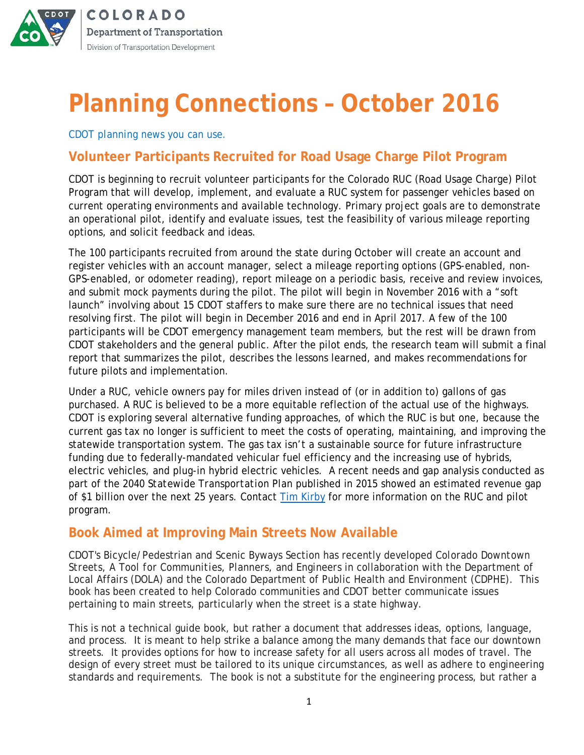COLORADO
Department of Transportation
Division of Transportation Development

# Planning Connections – October 2016

*CDOT planning news you can use.*

## Volunteer Participants Recruited for Road Usage Charge Pilot Program

CDOT is beginning to recruit volunteer participants for the Colorado RUC (Road Usage Charge) Pilot Program that will develop, implement, and evaluate a RUC system for passenger vehicles based on current operating environments and available technology. Primary project goals are to demonstrate an operational pilot, identify and evaluate issues, test the feasibility of various mileage reporting options, and solicit feedback and ideas.

The 100 participants recruited from around the state during October will create an account and register vehicles with an account manager, select a mileage reporting options (GPS-enabled, non-GPS-enabled, or odometer reading), report mileage on a periodic basis, receive and review invoices, and submit mock payments during the pilot. The pilot will begin in November 2016 with a "soft launch" involving about 15 CDOT staffers to make sure there are no technical issues that need resolving first. The pilot will begin in December 2016 and end in April 2017. A few of the 100 participants will be CDOT emergency management team members, but the rest will be drawn from CDOT stakeholders and the general public. After the pilot ends, the research team will submit a final report that summarizes the pilot, describes the lessons learned, and makes recommendations for future pilots and implementation.

Under a RUC, vehicle owners pay for miles driven instead of (or in addition to) gallons of gas purchased. A RUC is believed to be a more equitable reflection of the actual use of the highways. CDOT is exploring several alternative funding approaches, of which the RUC is but one, because the current gas tax no longer is sufficient to meet the costs of operating, maintaining, and improving the statewide transportation system. The gas tax isn't a sustainable source for future infrastructure funding due to federally-mandated vehicular fuel efficiency and the increasing use of hybrids, electric vehicles, and plug-in hybrid electric vehicles. A recent needs and gap analysis conducted as part of the 2040 Statewide Transportation Plan published in 2015 showed an estimated revenue gap of $1 billion over the next 25 years. Contact Tim Kirby for more information on the RUC and pilot program.

## Book Aimed at Improving Main Streets Now Available

CDOT's Bicycle/Pedestrian and Scenic Byways Section has recently developed Colorado Downtown Streets, A Tool for Communities, Planners, and Engineers in collaboration with the Department of Local Affairs (DOLA) and the Colorado Department of Public Health and Environment (CDPHE). This book has been created to help Colorado communities and CDOT better communicate issues pertaining to main streets, particularly when the street is a state highway.

This is not a technical guide book, but rather a document that addresses ideas, options, language, and process. It is meant to help strike a balance among the many demands that face our downtown streets. It provides options for how to increase safety for all users across all modes of travel. The design of every street must be tailored to its unique circumstances, as well as adhere to engineering standards and requirements. The book is not a substitute for the engineering process, but rather a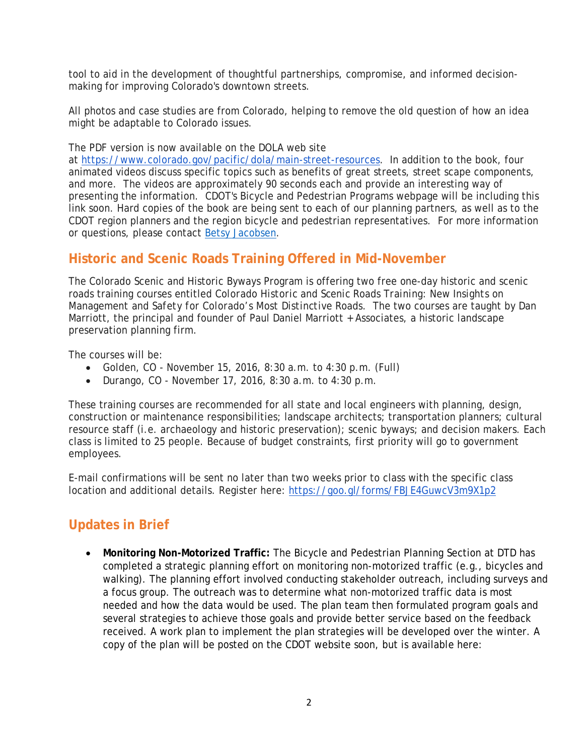tool to aid in the development of thoughtful partnerships, compromise, and informed decision-making for improving Colorado's downtown streets.

All photos and case studies are from Colorado, helping to remove the old question of how an idea might be adaptable to Colorado issues.

The PDF version is now available on the DOLA web site at [https://www.colorado.gov/pacific/dola/main-street-resources](https://www.colorado.gov/pacific/dola/main-street-resources). In addition to the book, four animated videos discuss specific topics such as benefits of great streets, street scape components, and more. The videos are approximately 90 seconds each and provide an interesting way of presenting the information. CDOT's Bicycle and Pedestrian Programs webpage will be including this link soon. Hard copies of the book are being sent to each of our planning partners, as well as to the CDOT region planners and the region bicycle and pedestrian representatives. For more information or questions, please contact Betsy Jacobsen.

## Historic and Scenic Roads Training Offered in Mid-November

The Colorado Scenic and Historic Byways Program is offering two free one-day historic and scenic roads training courses entitled Colorado Historic and Scenic Roads Training: New Insights on Management and Safety for Colorado's Most Distinctive Roads. The two courses are taught by Dan Marriott, the principal and founder of Paul Daniel Marriott + Associates, a historic landscape preservation planning firm.

The courses will be:

- Golden, CO - November 15, 2016, 8:30 a.m. to 4:30 p.m. (Full)
- Durango, CO - November 17, 2016, 8:30 a.m. to 4:30 p.m.

These training courses are recommended for all state and local engineers with planning, design, construction or maintenance responsibilities; landscape architects; transportation planners; cultural resource staff (i.e. archaeology and historic preservation); scenic byways; and decision makers. Each class is limited to 25 people. Because of budget constraints, first priority will go to government employees.

E-mail confirmations will be sent no later than two weeks prior to class with the specific class location and additional details. Register here: [https://goo.gl/forms/FBJE4GuwcV3m9X1p2](https://goo.gl/forms/FBJE4GuwcV3m9X1p2)

## Updates in Brief

- **Monitoring Non-Motorized Traffic:** The Bicycle and Pedestrian Planning Section at DTD has completed a strategic planning effort on monitoring non-motorized traffic (e.g., bicycles and walking). The planning effort involved conducting stakeholder outreach, including surveys and a focus group. The outreach was to determine what non-motorized traffic data is most needed and how the data would be used. The plan team then formulated program goals and several strategies to achieve those goals and provide better service based on the feedback received. A work plan to implement the plan strategies will be developed over the winter. A copy of the plan will be posted on the CDOT website soon, but is available here: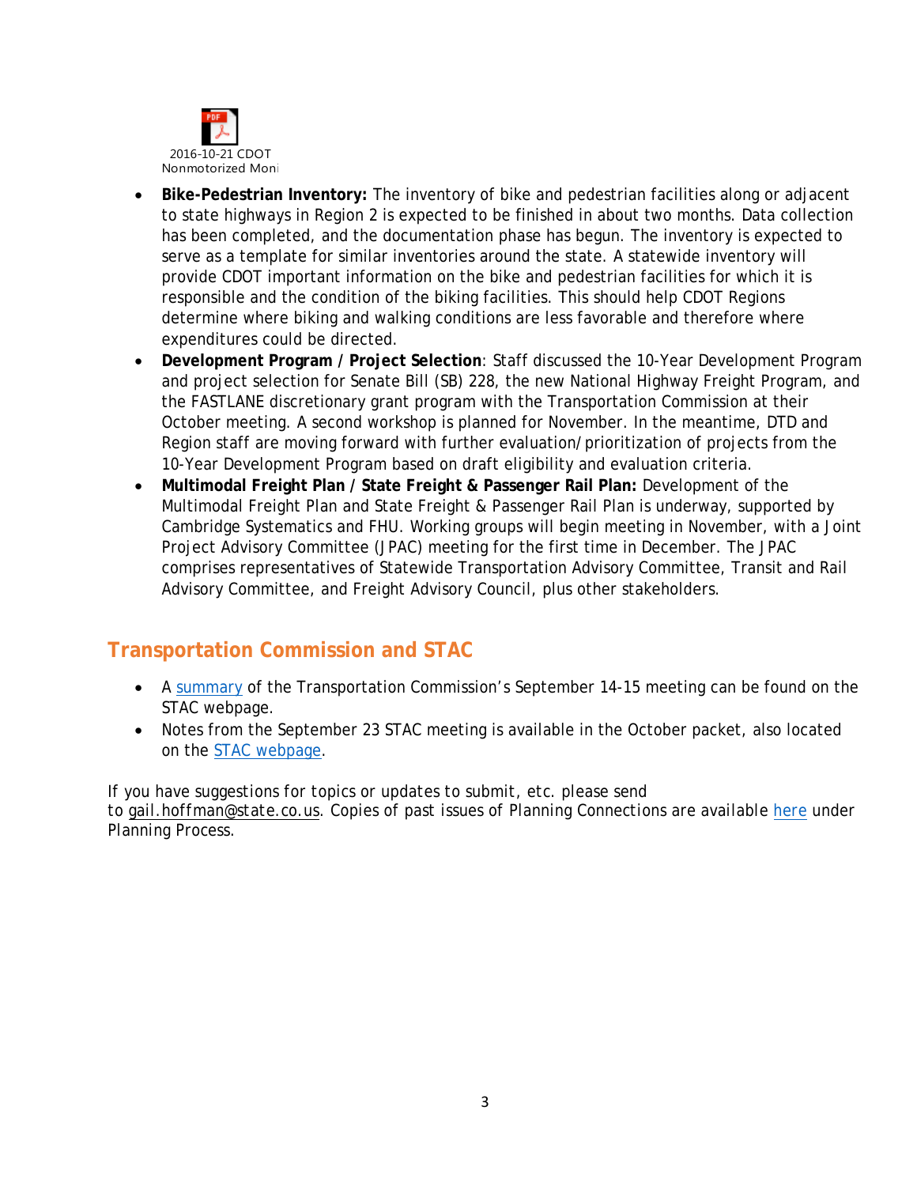2016-10-21 CDOT Nonmotorized Moni

- **Bike-Pedestrian Inventory:** The inventory of bike and pedestrian facilities along or adjacent to state highways in Region 2 is expected to be finished in about two months. Data collection has been completed, and the documentation phase has begun. The inventory is expected to serve as a template for similar inventories around the state. A statewide inventory will provide CDOT important information on the bike and pedestrian facilities for which it is responsible and the condition of the biking facilities. This should help CDOT Regions determine where biking and walking conditions are less favorable and therefore where expenditures could be directed.
- **Development Program / Project Selection**: Staff discussed the 10-Year Development Program and project selection for Senate Bill (SB) 228, the new National Highway Freight Program, and the FASTLANE discretionary grant program with the Transportation Commission at their October meeting. A second workshop is planned for November. In the meantime, DTD and Region staff are moving forward with further evaluation/prioritization of projects from the 10-Year Development Program based on draft eligibility and evaluation criteria.
- **Multimodal Freight Plan / State Freight & Passenger Rail Plan:** Development of the Multimodal Freight Plan and State Freight & Passenger Rail Plan is underway, supported by Cambridge Systematics and FHU. Working groups will begin meeting in November, with a Joint Project Advisory Committee (JPAC) meeting for the first time in December. The JPAC comprises representatives of Statewide Transportation Advisory Committee, Transit and Rail Advisory Committee, and Freight Advisory Council, plus other stakeholders.

## Transportation Commission and STAC

- A summary of the Transportation Commission's September 14-15 meeting can be found on the STAC webpage.
- Notes from the September 23 STAC meeting is available in the October packet, also located on the STAC webpage.

If you have suggestions for topics or updates to submit, etc. please send to gail.hoffman@state.co.us. Copies of past issues of Planning Connections are available here under Planning Process.